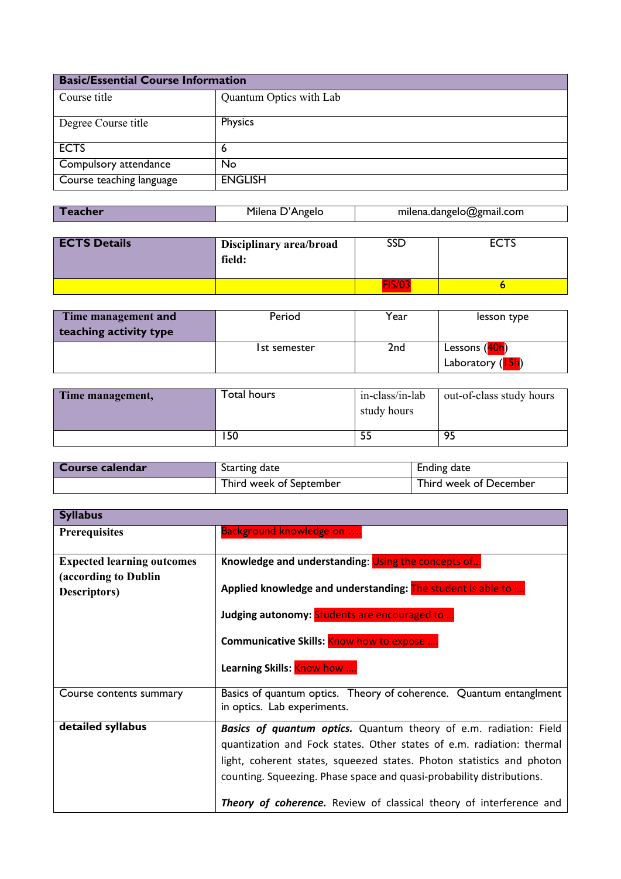| Basic/Essential Course Information | |
|---|---|
| Course title | Quantum Optics with Lab |
| Degree Course title | Physics |
| ECTS | 6 |
| Compulsory attendance | No |
| Course teaching language | ENGLISH |

| Teacher | Milena D'Angelo | milena.dangelo@gmail.com |
|---|---|---|

| ECTS Details | Disciplinary area/broad field: | SSD | ECTS |
|---|---|---|---|
| | | FIS/03 | 6 |

| Time management and teaching activity type | Period | Year | lesson type |
|---|---|---|---|
| | 1st semester | 2nd | Lessons (40h)<br>Laboratory (15h) |

| Time management, | Total hours | in-class/in-lab study hours | out-of-class study hours |
|---|---|---|---|
| | 150 | 55 | 95 |

| Course calendar | Starting date | Ending date |
|---|---|---|
| | Third week of September | Third week of December |

| Syllabus | |
|---|---|
| **Prerequisites** | Background knowledge on …. |
| **Expected learning outcomes (according to Dublin Descriptors)** | **Knowledge and understanding**: Using the concepts of…<br><br>**Applied knowledge and understanding:** The student is able to ….<br><br>**Judging autonomy:** Students are encouraged to …<br><br>**Communicative Skills:** Know how to expose ….<br><br>**Learning Skills:** Know how …. |
| Course contents summary | Basics of quantum optics. Theory of coherence. Quantum entanglment in optics. Lab experiments. |
| **detailed syllabus** | ***Basics of quantum optics.*** Quantum theory of e.m. radiation: Field quantization and Fock states. Other states of e.m. radiation: thermal light, coherent states, squeezed states. Photon statistics and photon counting. Squeezing. Phase space and quasi-probability distributions.<br><br>***Theory of coherence.*** Review of classical theory of interference and |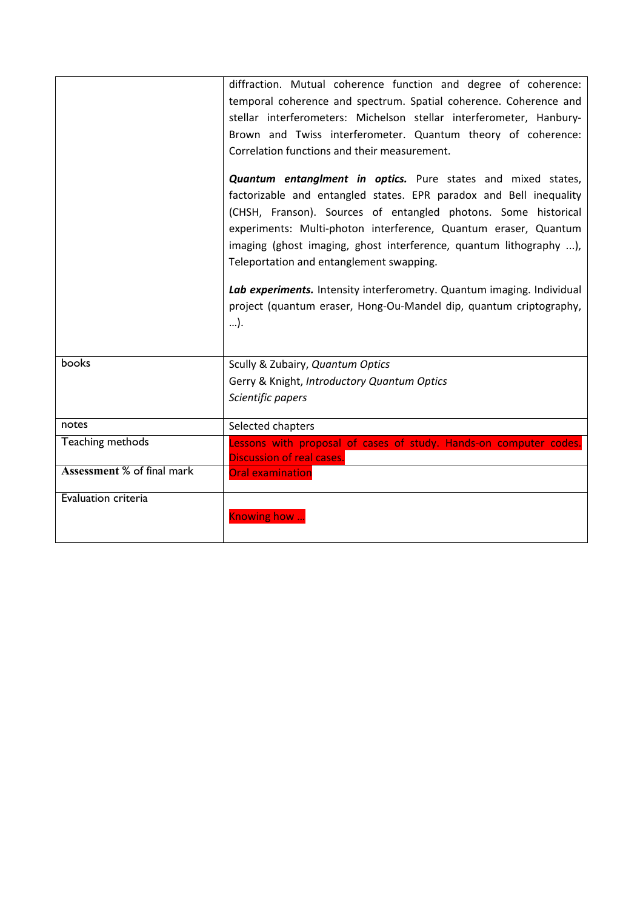| | |
|---|---|
| | diffraction. Mutual coherence function and degree of coherence: temporal coherence and spectrum. Spatial coherence. Coherence and stellar interferometers: Michelson stellar interferometer, Hanbury-Brown and Twiss interferometer. Quantum theory of coherence: Correlation functions and their measurement.<br><br>***Quantum entanglment in optics.*** Pure states and mixed states, factorizable and entangled states. EPR paradox and Bell inequality (CHSH, Franson). Sources of entangled photons. Some historical experiments: Multi-photon interference, Quantum eraser, Quantum imaging (ghost imaging, ghost interference, quantum lithography ...), Teleportation and entanglement swapping.<br><br>***Lab experiments.*** Intensity interferometry. Quantum imaging. Individual project (quantum eraser, Hong-Ou-Mandel dip, quantum criptography, ...). |
| books | Scully & Zubairy, *Quantum Optics*<br>Gerry & Knight, *Introductory Quantum Optics*<br>*Scientific papers* |
| notes | Selected chapters |
| Teaching methods | Lessons with proposal of cases of study. Hands-on computer codes. Discussion of real cases. |
| **Assessment** % of final mark | Oral examination |
| Evaluation criteria | Knowing how ... |